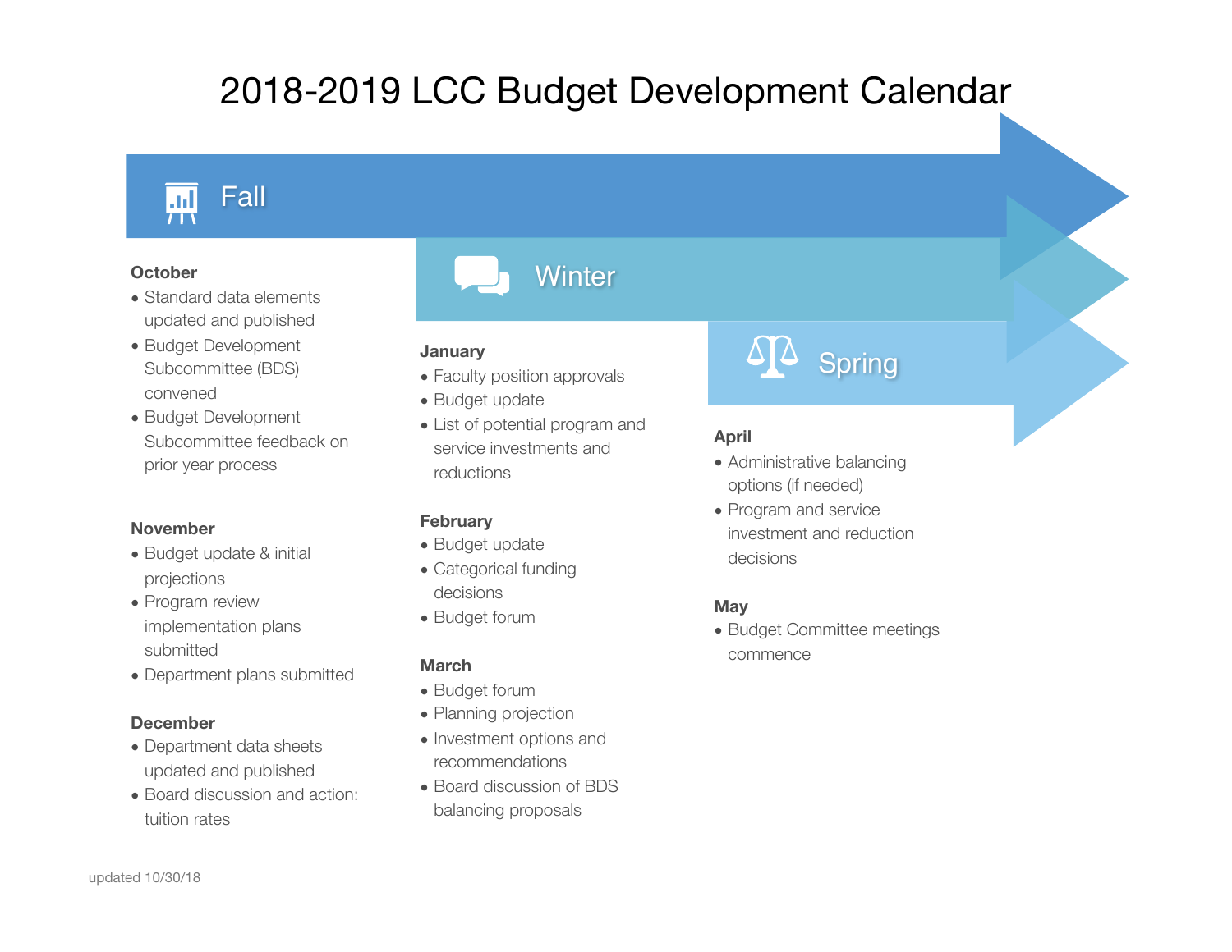# 2018-2019 LCC Budget Development Calendar

## Fall

### October

- Standard data elements updated and published
- Budget Development Subcommittee (BDS) convened
- Budget Development Subcommittee feedback on prior year process

### November

- Budget update & initial projections
- Program review implementation plans submitted
- Department plans submitted

### December

- Department data sheets updated and published
- Board discussion and action: tuition rates

## Winter

### January

- Faculty position approvals
- Budget update
- List of potential program and service investments and reductions

### February

- Budget update
- Categorical funding decisions
- Budget forum

### March

- Budget forum
- Planning projection
- Investment options and recommendations
- Board discussion of BDS balancing proposals

## Spring

### April

- Administrative balancing options (if needed)
- Program and service investment and reduction decisions

### May

- Budget Committee meetings commence

updated 10/30/18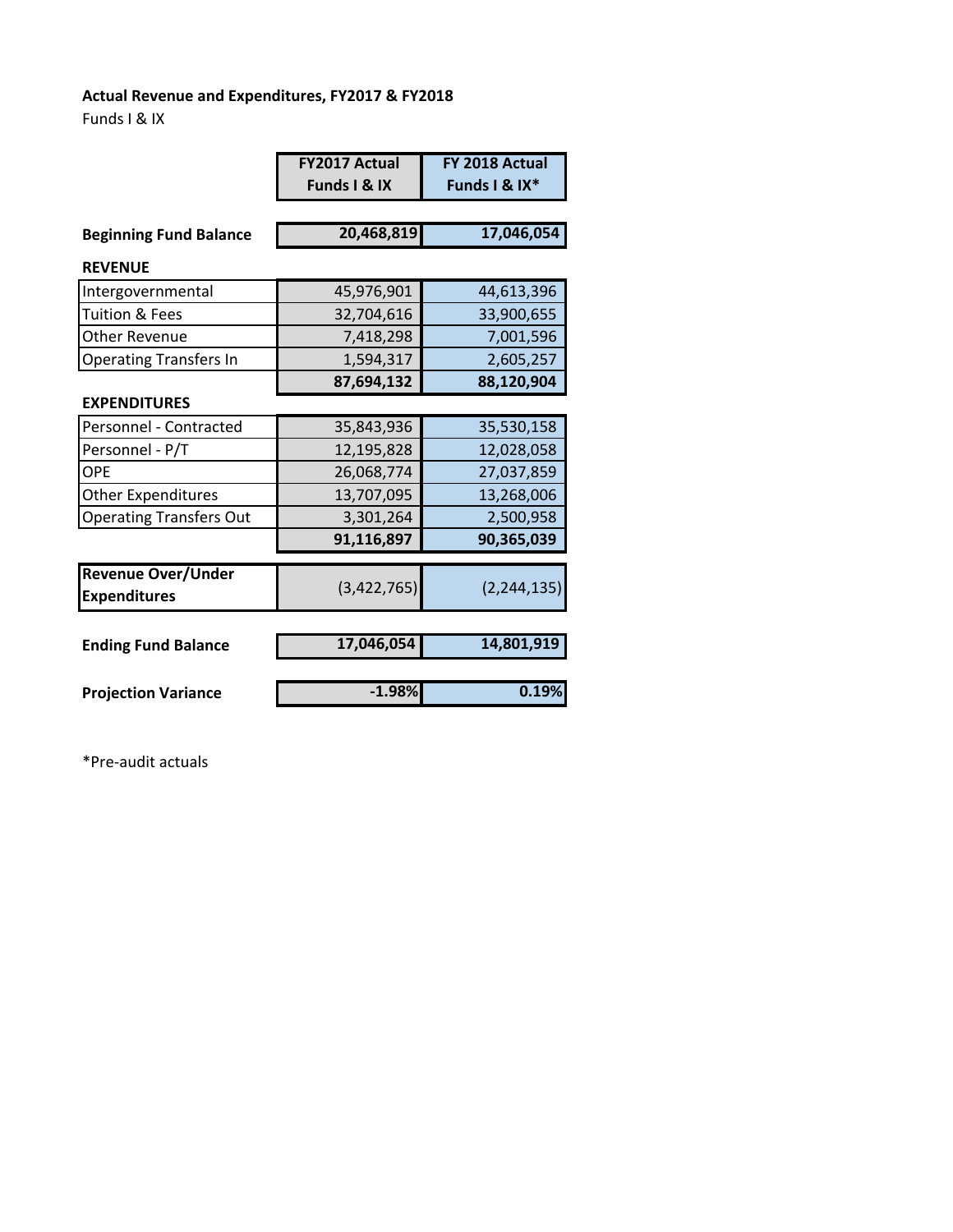**Actual Revenue and Expenditures, FY2017 & FY2018**

Funds I & IX

| | FY2017 Actual Funds I & IX | FY 2018 Actual Funds I & IX* |
|---|---|---|
| **Beginning Fund Balance** | **20,468,819** | **17,046,054** |
| **REVENUE** | | |
| Intergovernmental | 45,976,901 | 44,613,396 |
| Tuition & Fees | 32,704,616 | 33,900,655 |
| Other Revenue | 7,418,298 | 7,001,596 |
| Operating Transfers In | 1,594,317 | 2,605,257 |
| | **87,694,132** | **88,120,904** |
| **EXPENDITURES** | | |
| Personnel - Contracted | 35,843,936 | 35,530,158 |
| Personnel - P/T | 12,195,828 | 12,028,058 |
| OPE | 26,068,774 | 27,037,859 |
| Other Expenditures | 13,707,095 | 13,268,006 |
| Operating Transfers Out | 3,301,264 | 2,500,958 |
| | **91,116,897** | **90,365,039** |
| **Revenue Over/Under Expenditures** | (3,422,765) | (2,244,135) |
| **Ending Fund Balance** | **17,046,054** | **14,801,919** |
| **Projection Variance** | **-1.98%** | **0.19%** |

*Pre-audit actuals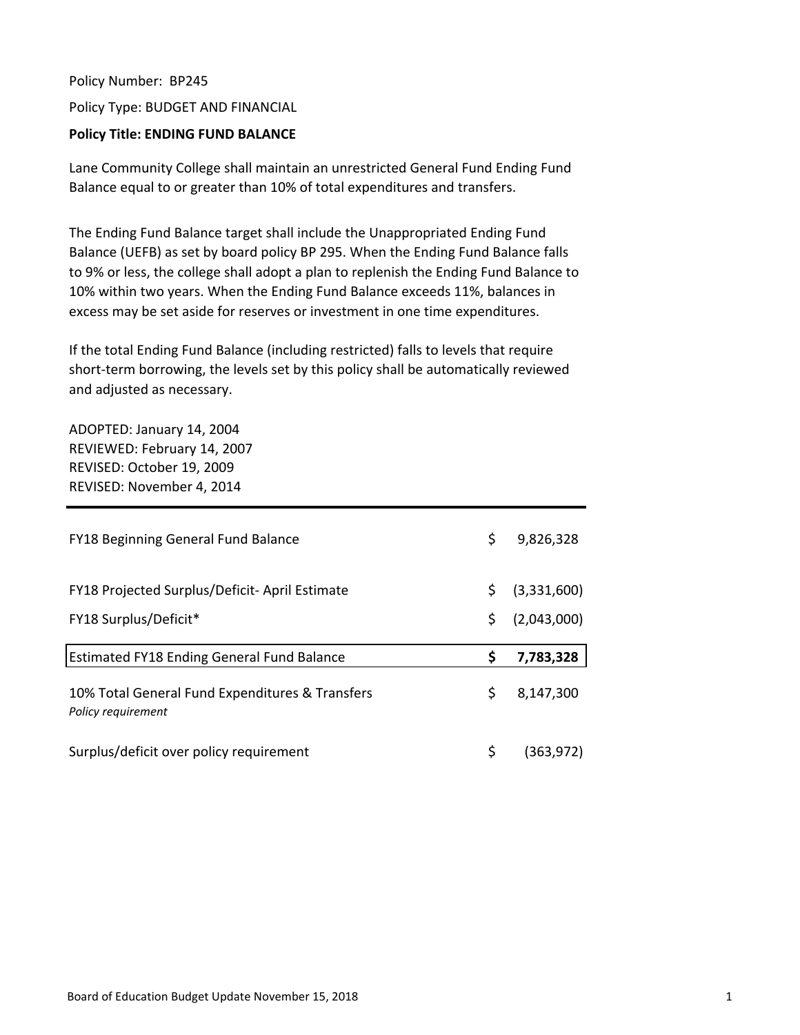Policy Number: BP245

Policy Type: BUDGET AND FINANCIAL

**Policy Title: ENDING FUND BALANCE**

Lane Community College shall maintain an unrestricted General Fund Ending Fund Balance equal to or greater than 10% of total expenditures and transfers.

The Ending Fund Balance target shall include the Unappropriated Ending Fund Balance (UEFB) as set by board policy BP 295. When the Ending Fund Balance falls to 9% or less, the college shall adopt a plan to replenish the Ending Fund Balance to 10% within two years. When the Ending Fund Balance exceeds 11%, balances in excess may be set aside for reserves or investment in one time expenditures.

If the total Ending Fund Balance (including restricted) falls to levels that require short-term borrowing, the levels set by this policy shall be automatically reviewed and adjusted as necessary.

ADOPTED: January 14, 2004
REVIEWED: February 14, 2007
REVISED: October 19, 2009
REVISED: November 4, 2014

| | | |
|---|---|---|
| FY18 Beginning General Fund Balance | $ | 9,826,328 |
| FY18 Projected Surplus/Deficit- April Estimate | $ | (3,331,600) |
| FY18 Surplus/Deficit* | $ | (2,043,000) |
| Estimated FY18 Ending General Fund Balance | **$** | **7,783,328** |
| 10% Total General Fund Expenditures & Transfers<br>*Policy requirement* | $ | 8,147,300 |
| Surplus/deficit over policy requirement | $ | (363,972) |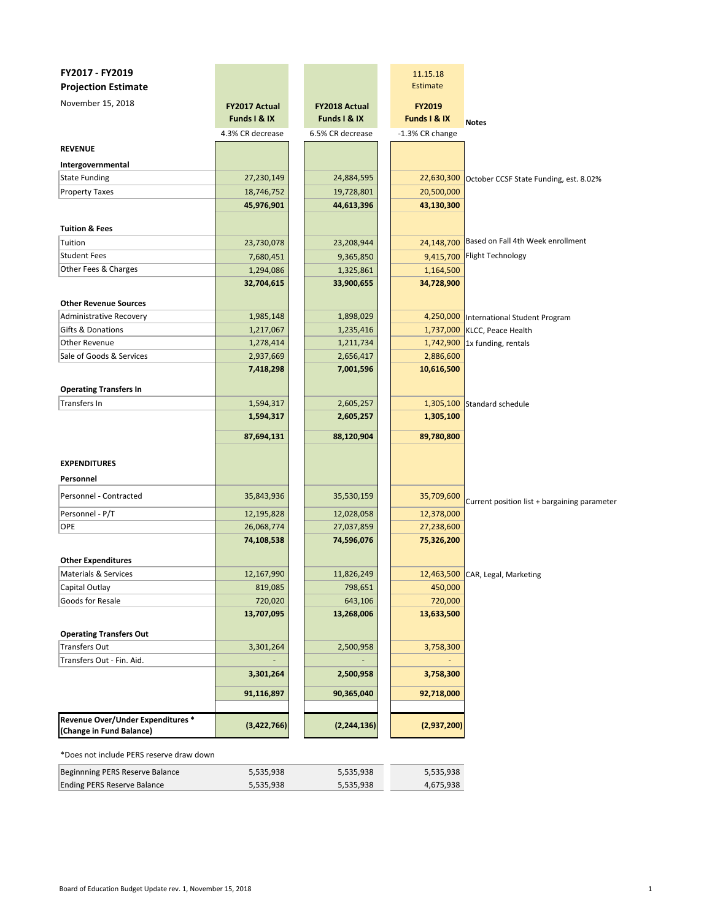**FY2017 - FY2019**
**Projection Estimate**
November 15, 2018

| | FY2017 Actual Funds I & IX | FY2018 Actual Funds I & IX | 11.15.18 Estimate FY2019 Funds I & IX | Notes |
|---|---|---|---|---|
| | 4.3% CR decrease | 6.5% CR decrease | -1.3% CR change | |
| **REVENUE** | | | | |
| **Intergovernmental** | | | | |
| State Funding | 27,230,149 | 24,884,595 | 22,630,300 | October CCSF State Funding, est. 8.02% |
| Property Taxes | 18,746,752 | 19,728,801 | 20,500,000 | |
| | **45,976,901** | **44,613,396** | **43,130,300** | |
| **Tuition & Fees** | | | | |
| Tuition | 23,730,078 | 23,208,944 | 24,148,700 | Based on Fall 4th Week enrollment |
| Student Fees | 7,680,451 | 9,365,850 | 9,415,700 | Flight Technology |
| Other Fees & Charges | 1,294,086 | 1,325,861 | 1,164,500 | |
| | **32,704,615** | **33,900,655** | **34,728,900** | |
| **Other Revenue Sources** | | | | |
| Administrative Recovery | 1,985,148 | 1,898,029 | 4,250,000 | International Student Program |
| Gifts & Donations | 1,217,067 | 1,235,416 | 1,737,000 | KLCC, Peace Health |
| Other Revenue | 1,278,414 | 1,211,734 | 1,742,900 | 1x funding, rentals |
| Sale of Goods & Services | 2,937,669 | 2,656,417 | 2,886,600 | |
| | **7,418,298** | **7,001,596** | **10,616,500** | |
| **Operating Transfers In** | | | | |
| Transfers In | 1,594,317 | 2,605,257 | 1,305,100 | Standard schedule |
| | **1,594,317** | **2,605,257** | **1,305,100** | |
| | **87,694,131** | **88,120,904** | **89,780,800** | |
| **EXPENDITURES** | | | | |
| **Personnel** | | | | |
| Personnel - Contracted | 35,843,936 | 35,530,159 | 35,709,600 | Current position list + bargaining parameter |
| Personnel - P/T | 12,195,828 | 12,028,058 | 12,378,000 | |
| OPE | 26,068,774 | 27,037,859 | 27,238,600 | |
| | **74,108,538** | **74,596,076** | **75,326,200** | |
| **Other Expenditures** | | | | |
| Materials & Services | 12,167,990 | 11,826,249 | 12,463,500 | CAR, Legal, Marketing |
| Capital Outlay | 819,085 | 798,651 | 450,000 | |
| Goods for Resale | 720,020 | 643,106 | 720,000 | |
| | **13,707,095** | **13,268,006** | **13,633,500** | |
| **Operating Transfers Out** | | | | |
| Transfers Out | 3,301,264 | 2,500,958 | 3,758,300 | |
| Transfers Out - Fin. Aid. | - | - | - | |
| | **3,301,264** | **2,500,958** | **3,758,300** | |
| | **91,116,897** | **90,365,040** | **92,718,000** | |
| **Revenue Over/Under Expenditures * (Change in Fund Balance)** | **(3,422,766)** | **(2,244,136)** | **(2,937,200)** | |

*Does not include PERS reserve draw down

| | | | |
|---|---|---|---|
| Beginnning PERS Reserve Balance | 5,535,938 | 5,535,938 | 5,535,938 |
| Ending PERS Reserve Balance | 5,535,938 | 5,535,938 | 4,675,938 |

Board of Education Budget Update rev. 1, November 15, 2018